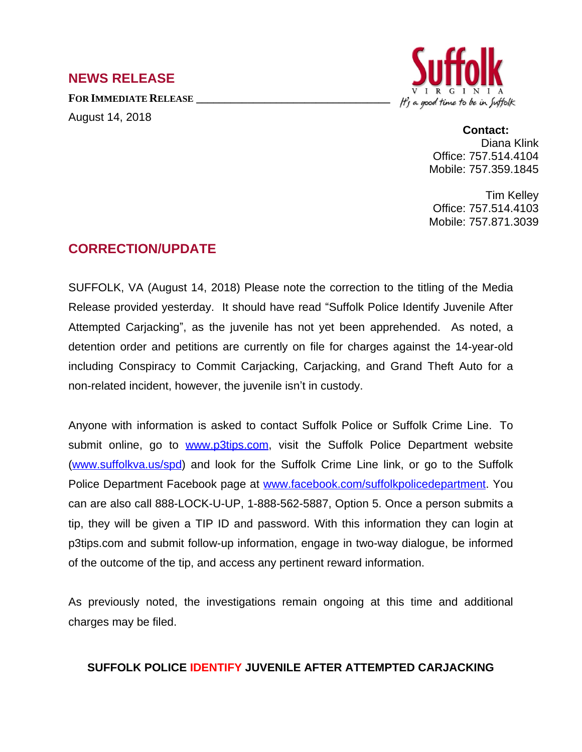## NEWS RELEASE

**FOR IMMEDIATE RELEASE**

August 14, 2018

Suffolk
VIRGINIA
It's a good time to be in Suffolk

**Contact:**
Diana Klink
Office: 757.514.4104
Mobile: 757.359.1845

Tim Kelley
Office: 757.514.4103
Mobile: 757.871.3039

## CORRECTION/UPDATE

SUFFOLK, VA (August 14, 2018) Please note the correction to the titling of the Media Release provided yesterday. It should have read "Suffolk Police Identify Juvenile After Attempted Carjacking", as the juvenile has not yet been apprehended. As noted, a detention order and petitions are currently on file for charges against the 14-year-old including Conspiracy to Commit Carjacking, Carjacking, and Grand Theft Auto for a non-related incident, however, the juvenile isn't in custody.

Anyone with information is asked to contact Suffolk Police or Suffolk Crime Line. To submit online, go to www.p3tips.com, visit the Suffolk Police Department website (www.suffolkva.us/spd) and look for the Suffolk Crime Line link, or go to the Suffolk Police Department Facebook page at www.facebook.com/suffolkpolicedepartment. You can are also call 888-LOCK-U-UP, 1-888-562-5887, Option 5. Once a person submits a tip, they will be given a TIP ID and password. With this information they can login at p3tips.com and submit follow-up information, engage in two-way dialogue, be informed of the outcome of the tip, and access any pertinent reward information.

As previously noted, the investigations remain ongoing at this time and additional charges may be filed.

**SUFFOLK POLICE IDENTIFY JUVENILE AFTER ATTEMPTED CARJACKING**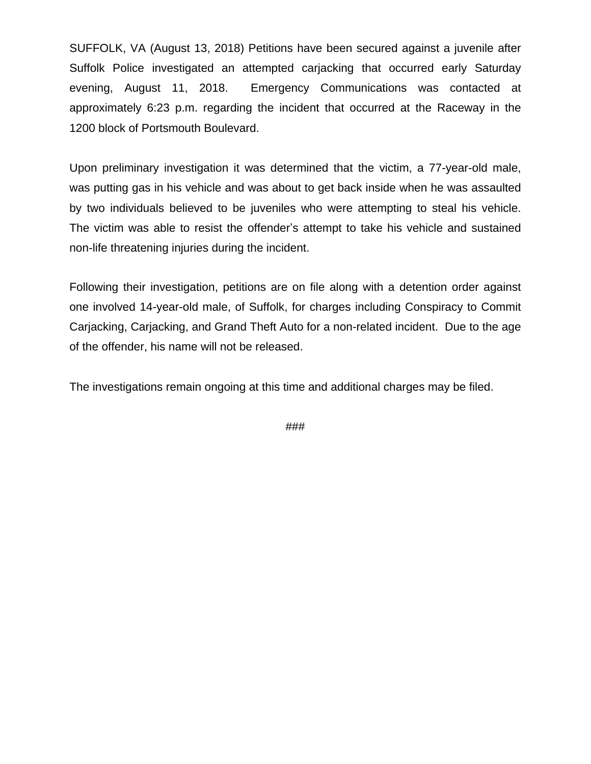SUFFOLK, VA (August 13, 2018) Petitions have been secured against a juvenile after Suffolk Police investigated an attempted carjacking that occurred early Saturday evening, August 11, 2018.  Emergency Communications was contacted at approximately 6:23 p.m. regarding the incident that occurred at the Raceway in the 1200 block of Portsmouth Boulevard.

Upon preliminary investigation it was determined that the victim, a 77-year-old male, was putting gas in his vehicle and was about to get back inside when he was assaulted by two individuals believed to be juveniles who were attempting to steal his vehicle. The victim was able to resist the offender's attempt to take his vehicle and sustained non-life threatening injuries during the incident.

Following their investigation, petitions are on file along with a detention order against one involved 14-year-old male, of Suffolk, for charges including Conspiracy to Commit Carjacking, Carjacking, and Grand Theft Auto for a non-related incident.  Due to the age of the offender, his name will not be released.

The investigations remain ongoing at this time and additional charges may be filed.

###